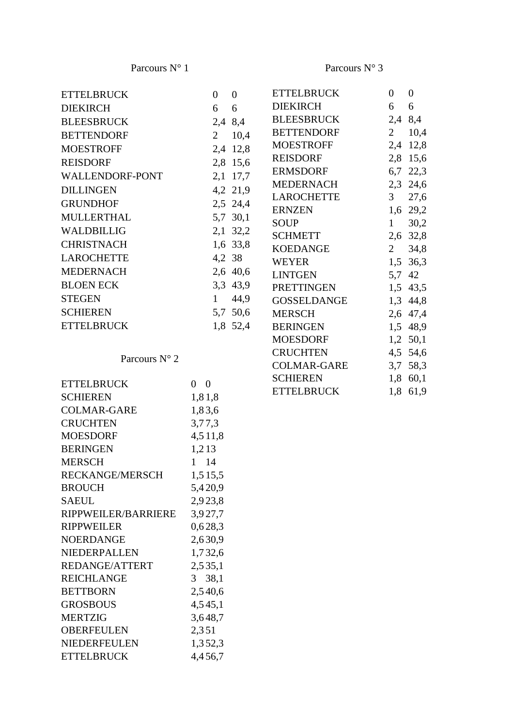## Parcours N° 1

| | | |
|---|---|---|
| ETTELBRUCK | 0 | 0 |
| DIEKIRCH | 6 | 6 |
| BLEESBRUCK | 2,4 | 8,4 |
| BETTENDORF | 2 | 10,4 |
| MOESTROFF | 2,4 | 12,8 |
| REISDORF | 2,8 | 15,6 |
| WALLENDORF-PONT | 2,1 | 17,7 |
| DILLINGEN | 4,2 | 21,9 |
| GRUNDHOF | 2,5 | 24,4 |
| MULLERTHAL | 5,7 | 30,1 |
| WALDBILLIG | 2,1 | 32,2 |
| CHRISTNACH | 1,6 | 33,8 |
| LAROCHETTE | 4,2 | 38 |
| MEDERNACH | 2,6 | 40,6 |
| BLOEN ECK | 3,3 | 43,9 |
| STEGEN | 1 | 44,9 |
| SCHIEREN | 5,7 | 50,6 |
| ETTELBRUCK | 1,8 | 52,4 |

## Parcours N° 2

| | | |
|---|---|---|
| ETTELBRUCK | 0 | 0 |
| SCHIEREN | 1,8 | 1,8 |
| COLMAR-GARE | 1,8 | 3,6 |
| CRUCHTEN | 3,7 | 7,3 |
| MOESDORF | 4,5 | 11,8 |
| BERINGEN | 1,2 | 13 |
| MERSCH | 1 | 14 |
| RECKANGE/MERSCH | 1,5 | 15,5 |
| BROUCH | 5,4 | 20,9 |
| SAEUL | 2,9 | 23,8 |
| RIPPWEILER/BARRIERE | 3,9 | 27,7 |
| RIPPWEILER | 0,6 | 28,3 |
| NOERDANGE | 2,6 | 30,9 |
| NIEDERPALLEN | 1,7 | 32,6 |
| REDANGE/ATTERT | 2,5 | 35,1 |
| REICHLANGE | 3 | 38,1 |
| BETTBORN | 2,5 | 40,6 |
| GROSBOUS | 4,5 | 45,1 |
| MERTZIG | 3,6 | 48,7 |
| OBERFEULEN | 2,3 | 51 |
| NIEDERFEULEN | 1,3 | 52,3 |
| ETTELBRUCK | 4,4 | 56,7 |

## Parcours N° 3

| | | |
|---|---|---|
| ETTELBRUCK | 0 | 0 |
| DIEKIRCH | 6 | 6 |
| BLEESBRUCK | 2,4 | 8,4 |
| BETTENDORF | 2 | 10,4 |
| MOESTROFF | 2,4 | 12,8 |
| REISDORF | 2,8 | 15,6 |
| ERMSDORF | 6,7 | 22,3 |
| MEDERNACH | 2,3 | 24,6 |
| LAROCHETTE | 3 | 27,6 |
| ERNZEN | 1,6 | 29,2 |
| SOUP | 1 | 30,2 |
| SCHMETT | 2,6 | 32,8 |
| KOEDANGE | 2 | 34,8 |
| WEYER | 1,5 | 36,3 |
| LINTGEN | 5,7 | 42 |
| PRETTINGEN | 1,5 | 43,5 |
| GOSSELDANGE | 1,3 | 44,8 |
| MERSCH | 2,6 | 47,4 |
| BERINGEN | 1,5 | 48,9 |
| MOESDORF | 1,2 | 50,1 |
| CRUCHTEN | 4,5 | 54,6 |
| COLMAR-GARE | 3,7 | 58,3 |
| SCHIEREN | 1,8 | 60,1 |
| ETTELBRUCK | 1,8 | 61,9 |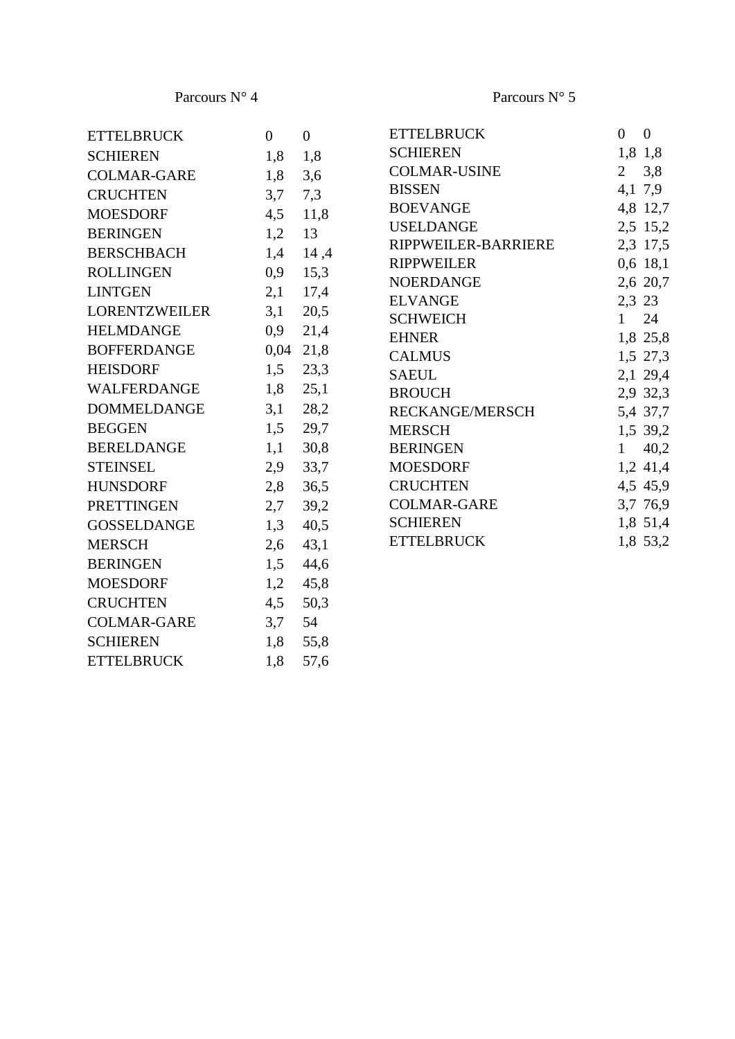## Parcours N° 4

| | | |
|---|---|---|
| ETTELBRUCK | 0 | 0 |
| SCHIEREN | 1,8 | 1,8 |
| COLMAR-GARE | 1,8 | 3,6 |
| CRUCHTEN | 3,7 | 7,3 |
| MOESDORF | 4,5 | 11,8 |
| BERINGEN | 1,2 | 13 |
| BERSCHBACH | 1,4 | 14 ,4 |
| ROLLINGEN | 0,9 | 15,3 |
| LINTGEN | 2,1 | 17,4 |
| LORENTZWEILER | 3,1 | 20,5 |
| HELMDANGE | 0,9 | 21,4 |
| BOFFERDANGE | 0,04 | 21,8 |
| HEISDORF | 1,5 | 23,3 |
| WALFERDANGE | 1,8 | 25,1 |
| DOMMELDANGE | 3,1 | 28,2 |
| BEGGEN | 1,5 | 29,7 |
| BERELDANGE | 1,1 | 30,8 |
| STEINSEL | 2,9 | 33,7 |
| HUNSDORF | 2,8 | 36,5 |
| PRETTINGEN | 2,7 | 39,2 |
| GOSSELDANGE | 1,3 | 40,5 |
| MERSCH | 2,6 | 43,1 |
| BERINGEN | 1,5 | 44,6 |
| MOESDORF | 1,2 | 45,8 |
| CRUCHTEN | 4,5 | 50,3 |
| COLMAR-GARE | 3,7 | 54 |
| SCHIEREN | 1,8 | 55,8 |
| ETTELBRUCK | 1,8 | 57,6 |

## Parcours N° 5

| | | |
|---|---|---|
| ETTELBRUCK | 0 | 0 |
| SCHIEREN | 1,8 | 1,8 |
| COLMAR-USINE | 2 | 3,8 |
| BISSEN | 4,1 | 7,9 |
| BOEVANGE | 4,8 | 12,7 |
| USELDANGE | 2,5 | 15,2 |
| RIPPWEILER-BARRIERE | 2,3 | 17,5 |
| RIPPWEILER | 0,6 | 18,1 |
| NOERDANGE | 2,6 | 20,7 |
| ELVANGE | 2,3 | 23 |
| SCHWEICH | 1 | 24 |
| EHNER | 1,8 | 25,8 |
| CALMUS | 1,5 | 27,3 |
| SAEUL | 2,1 | 29,4 |
| BROUCH | 2,9 | 32,3 |
| RECKANGE/MERSCH | 5,4 | 37,7 |
| MERSCH | 1,5 | 39,2 |
| BERINGEN | 1 | 40,2 |
| MOESDORF | 1,2 | 41,4 |
| CRUCHTEN | 4,5 | 45,9 |
| COLMAR-GARE | 3,7 | 76,9 |
| SCHIEREN | 1,8 | 51,4 |
| ETTELBRUCK | 1,8 | 53,2 |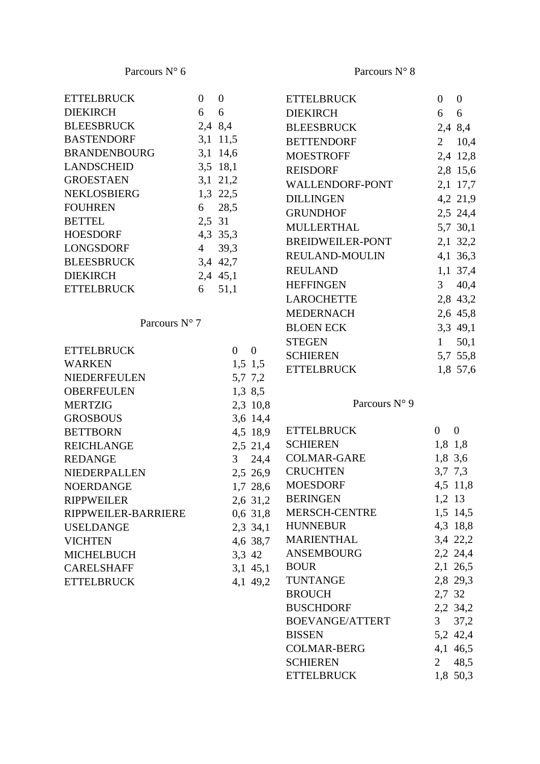## Parcours N° 6

| | | |
|---|---|---|
| ETTELBRUCK | 0 | 0 |
| DIEKIRCH | 6 | 6 |
| BLEESBRUCK | 2,4 | 8,4 |
| BASTENDORF | 3,1 | 11,5 |
| BRANDENBOURG | 3,1 | 14,6 |
| LANDSCHEID | 3,5 | 18,1 |
| GROESTAEN | 3,1 | 21,2 |
| NEKLOSBIERG | 1,3 | 22,5 |
| FOUHREN | 6 | 28,5 |
| BETTEL | 2,5 | 31 |
| HOESDORF | 4,3 | 35,3 |
| LONGSDORF | 4 | 39,3 |
| BLEESBRUCK | 3,4 | 42,7 |
| DIEKIRCH | 2,4 | 45,1 |
| ETTELBRUCK | 6 | 51,1 |

## Parcours N° 7

| | | |
|---|---|---|
| ETTELBRUCK | 0 | 0 |
| WARKEN | 1,5 | 1,5 |
| NIEDERFEULEN | 5,7 | 7,2 |
| OBERFEULEN | 1,3 | 8,5 |
| MERTZIG | 2,3 | 10,8 |
| GROSBOUS | 3,6 | 14,4 |
| BETTBORN | 4,5 | 18,9 |
| REICHLANGE | 2,5 | 21,4 |
| REDANGE | 3 | 24,4 |
| NIEDERPALLEN | 2,5 | 26,9 |
| NOERDANGE | 1,7 | 28,6 |
| RIPPWEILER | 2,6 | 31,2 |
| RIPPWEILER-BARRIERE | 0,6 | 31,8 |
| USELDANGE | 2,3 | 34,1 |
| VICHTEN | 4,6 | 38,7 |
| MICHELBUCH | 3,3 | 42 |
| CARELSHAFF | 3,1 | 45,1 |
| ETTELBRUCK | 4,1 | 49,2 |

## Parcours N° 8

| | | |
|---|---|---|
| ETTELBRUCK | 0 | 0 |
| DIEKIRCH | 6 | 6 |
| BLEESBRUCK | 2,4 | 8,4 |
| BETTENDORF | 2 | 10,4 |
| MOESTROFF | 2,4 | 12,8 |
| REISDORF | 2,8 | 15,6 |
| WALLENDORF-PONT | 2,1 | 17,7 |
| DILLINGEN | 4,2 | 21,9 |
| GRUNDHOF | 2,5 | 24,4 |
| MULLERTHAL | 5,7 | 30,1 |
| BREIDWEILER-PONT | 2,1 | 32,2 |
| REULAND-MOULIN | 4,1 | 36,3 |
| REULAND | 1,1 | 37,4 |
| HEFFINGEN | 3 | 40,4 |
| LAROCHETTE | 2,8 | 43,2 |
| MEDERNACH | 2,6 | 45,8 |
| BLOEN ECK | 3,3 | 49,1 |
| STEGEN | 1 | 50,1 |
| SCHIEREN | 5,7 | 55,8 |
| ETTELBRUCK | 1,8 | 57,6 |

## Parcours N° 9

| | | |
|---|---|---|
| ETTELBRUCK | 0 | 0 |
| SCHIEREN | 1,8 | 1,8 |
| COLMAR-GARE | 1,8 | 3,6 |
| CRUCHTEN | 3,7 | 7,3 |
| MOESDORF | 4,5 | 11,8 |
| BERINGEN | 1,2 | 13 |
| MERSCH-CENTRE | 1,5 | 14,5 |
| HUNNEBUR | 4,3 | 18,8 |
| MARIENTHAL | 3,4 | 22,2 |
| ANSEMBOURG | 2,2 | 24,4 |
| BOUR | 2,1 | 26,5 |
| TUNTANGE | 2,8 | 29,3 |
| BROUCH | 2,7 | 32 |
| BUSCHDORF | 2,2 | 34,2 |
| BOEVANGE/ATTERT | 3 | 37,2 |
| BISSEN | 5,2 | 42,4 |
| COLMAR-BERG | 4,1 | 46,5 |
| SCHIEREN | 2 | 48,5 |
| ETTELBRUCK | 1,8 | 50,3 |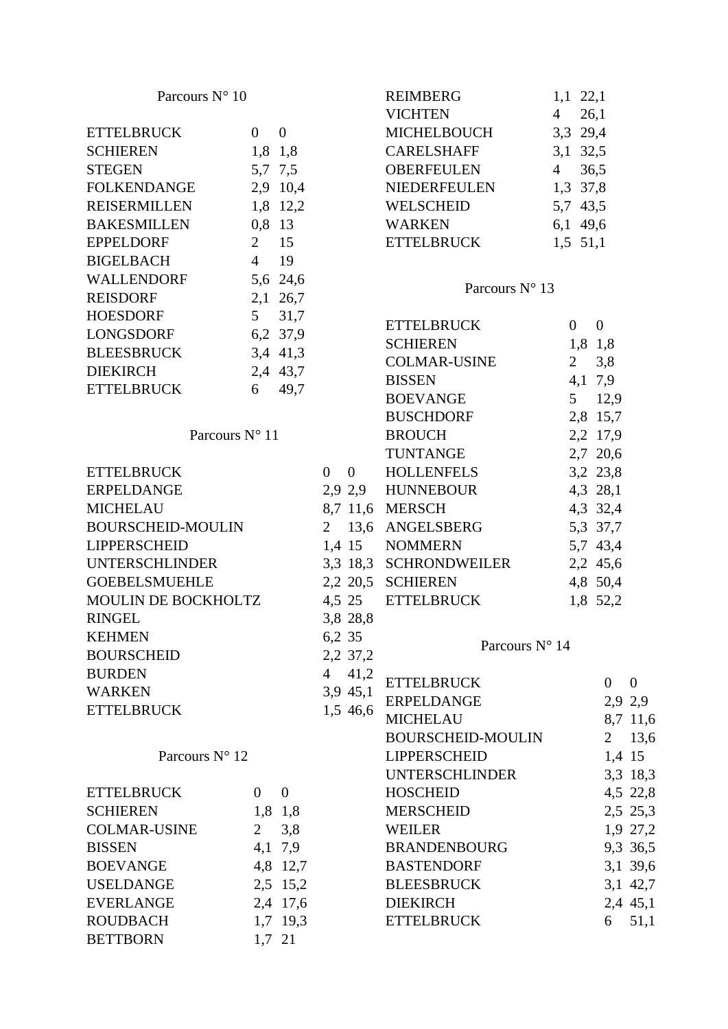## Parcours N° 10

| | | |
|---|---|---|
| ETTELBRUCK | 0 | 0 |
| SCHIEREN | 1,8 | 1,8 |
| STEGEN | 5,7 | 7,5 |
| FOLKENDANGE | 2,9 | 10,4 |
| REISERMILLEN | 1,8 | 12,2 |
| BAKESMILLEN | 0,8 | 13 |
| EPPELDORF | 2 | 15 |
| BIGELBACH | 4 | 19 |
| WALLENDORF | 5,6 | 24,6 |
| REISDORF | 2,1 | 26,7 |
| HOESDORF | 5 | 31,7 |
| LONGSDORF | 6,2 | 37,9 |
| BLEESBRUCK | 3,4 | 41,3 |
| DIEKIRCH | 2,4 | 43,7 |
| ETTELBRUCK | 6 | 49,7 |

## Parcours N° 11

| | | |
|---|---|---|
| ETTELBRUCK | 0 | 0 |
| ERPELDANGE | 2,9 | 2,9 |
| MICHELAU | 8,7 | 11,6 |
| BOURSCHEID-MOULIN | 2 | 13,6 |
| LIPPERSCHEID | 1,4 | 15 |
| UNTERSCHLINDER | 3,3 | 18,3 |
| GOEBELSMUEHLE | 2,2 | 20,5 |
| MOULIN DE BOCKHOLTZ | 4,5 | 25 |
| RINGEL | 3,8 | 28,8 |
| KEHMEN | 6,2 | 35 |
| BOURSCHEID | 2,2 | 37,2 |
| BURDEN | 4 | 41,2 |
| WARKEN | 3,9 | 45,1 |
| ETTELBRUCK | 1,5 | 46,6 |

## Parcours N° 12

| | | |
|---|---|---|
| ETTELBRUCK | 0 | 0 |
| SCHIEREN | 1,8 | 1,8 |
| COLMAR-USINE | 2 | 3,8 |
| BISSEN | 4,1 | 7,9 |
| BOEVANGE | 4,8 | 12,7 |
| USELDANGE | 2,5 | 15,2 |
| EVERLANGE | 2,4 | 17,6 |
| ROUDBACH | 1,7 | 19,3 |
| BETTBORN | 1,7 | 21 |
| REIMBERG | 1,1 | 22,1 |
| VICHTEN | 4 | 26,1 |
| MICHELBOUCH | 3,3 | 29,4 |
| CARELSHAFF | 3,1 | 32,5 |
| OBERFEULEN | 4 | 36,5 |
| NIEDERFEULEN | 1,3 | 37,8 |
| WELSCHEID | 5,7 | 43,5 |
| WARKEN | 6,1 | 49,6 |
| ETTELBRUCK | 1,5 | 51,1 |

## Parcours N° 13

| | | |
|---|---|---|
| ETTELBRUCK | 0 | 0 |
| SCHIEREN | 1,8 | 1,8 |
| COLMAR-USINE | 2 | 3,8 |
| BISSEN | 4,1 | 7,9 |
| BOEVANGE | 5 | 12,9 |
| BUSCHDORF | 2,8 | 15,7 |
| BROUCH | 2,2 | 17,9 |
| TUNTANGE | 2,7 | 20,6 |
| HOLLENFELS | 3,2 | 23,8 |
| HUNNEBOUR | 4,3 | 28,1 |
| MERSCH | 4,3 | 32,4 |
| ANGELSBERG | 5,3 | 37,7 |
| NOMMERN | 5,7 | 43,4 |
| SCHRONDWEILER | 2,2 | 45,6 |
| SCHIEREN | 4,8 | 50,4 |
| ETTELBRUCK | 1,8 | 52,2 |

## Parcours N° 14

| | | |
|---|---|---|
| ETTELBRUCK | 0 | 0 |
| ERPELDANGE | 2,9 | 2,9 |
| MICHELAU | 8,7 | 11,6 |
| BOURSCHEID-MOULIN | 2 | 13,6 |
| LIPPERSCHEID | 1,4 | 15 |
| UNTERSCHLINDER | 3,3 | 18,3 |
| HOSCHEID | 4,5 | 22,8 |
| MERSCHEID | 2,5 | 25,3 |
| WEILER | 1,9 | 27,2 |
| BRANDENBOURG | 9,3 | 36,5 |
| BASTENDORF | 3,1 | 39,6 |
| BLEESBRUCK | 3,1 | 42,7 |
| DIEKIRCH | 2,4 | 45,1 |
| ETTELBRUCK | 6 | 51,1 |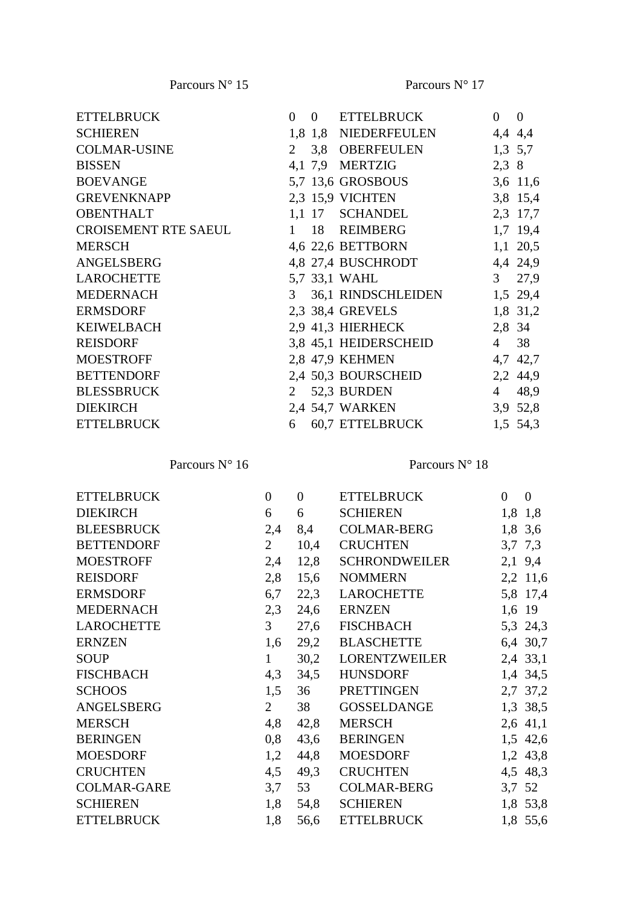Parcours N° 15

| | | |
|---|---|---|
| ETTELBRUCK | 0 | 0 |
| SCHIEREN | 1,8 | 1,8 |
| COLMAR-USINE | 2 | 3,8 |
| BISSEN | 4,1 | 7,9 |
| BOEVANGE | 5,7 | 13,6 |
| GREVENKNAPP | 2,3 | 15,9 |
| OBENTHALT | 1,1 | 17 |
| CROISEMENT RTE SAEUL | 1 | 18 |
| MERSCH | 4,6 | 22,6 |
| ANGELSBERG | 4,8 | 27,4 |
| LAROCHETTE | 5,7 | 33,1 |
| MEDERNACH | 3 | 36,1 |
| ERMSDORF | 2,3 | 38,4 |
| KEIWELBACH | 2,9 | 41,3 |
| REISDORF | 3,8 | 45,1 |
| MOESTROFF | 2,8 | 47,9 |
| BETTENDORF | 2,4 | 50,3 |
| BLESSBRUCK | 2 | 52,3 |
| DIEKIRCH | 2,4 | 54,7 |
| ETTELBRUCK | 6 | 60,7 |

Parcours N° 17

| | | |
|---|---|---|
| ETTELBRUCK | 0 | 0 |
| NIEDERFEULEN | 4,4 | 4,4 |
| OBERFEULEN | 1,3 | 5,7 |
| MERTZIG | 2,3 | 8 |
| GROSBOUS | 3,6 | 11,6 |
| VICHTEN | 3,8 | 15,4 |
| SCHANDEL | 2,3 | 17,7 |
| REIMBERG | 1,7 | 19,4 |
| BETTBORN | 1,1 | 20,5 |
| BUSCHRODT | 4,4 | 24,9 |
| WAHL | 3 | 27,9 |
| RINDSCHLEIDEN | 1,5 | 29,4 |
| GREVELS | 1,8 | 31,2 |
| HIERHECK | 2,8 | 34 |
| HEIDERSCHEID | 4 | 38 |
| KEHMEN | 4,7 | 42,7 |
| BOURSCHEID | 2,2 | 44,9 |
| BURDEN | 4 | 48,9 |
| WARKEN | 3,9 | 52,8 |
| ETTELBRUCK | 1,5 | 54,3 |

Parcours N° 16

| | | |
|---|---|---|
| ETTELBRUCK | 0 | 0 |
| DIEKIRCH | 6 | 6 |
| BLEESBRUCK | 2,4 | 8,4 |
| BETTENDORF | 2 | 10,4 |
| MOESTROFF | 2,4 | 12,8 |
| REISDORF | 2,8 | 15,6 |
| ERMSDORF | 6,7 | 22,3 |
| MEDERNACH | 2,3 | 24,6 |
| LAROCHETTE | 3 | 27,6 |
| ERNZEN | 1,6 | 29,2 |
| SOUP | 1 | 30,2 |
| FISCHBACH | 4,3 | 34,5 |
| SCHOOS | 1,5 | 36 |
| ANGELSBERG | 2 | 38 |
| MERSCH | 4,8 | 42,8 |
| BERINGEN | 0,8 | 43,6 |
| MOESDORF | 1,2 | 44,8 |
| CRUCHTEN | 4,5 | 49,3 |
| COLMAR-GARE | 3,7 | 53 |
| SCHIEREN | 1,8 | 54,8 |
| ETTELBRUCK | 1,8 | 56,6 |

Parcours N° 18

| | | |
|---|---|---|
| ETTELBRUCK | 0 | 0 |
| SCHIEREN | 1,8 | 1,8 |
| COLMAR-BERG | 1,8 | 3,6 |
| CRUCHTEN | 3,7 | 7,3 |
| SCHRONDWEILER | 2,1 | 9,4 |
| NOMMERN | 2,2 | 11,6 |
| LAROCHETTE | 5,8 | 17,4 |
| ERNZEN | 1,6 | 19 |
| FISCHBACH | 5,3 | 24,3 |
| BLASCHETTE | 6,4 | 30,7 |
| LORENTZWEILER | 2,4 | 33,1 |
| HUNSDORF | 1,4 | 34,5 |
| PRETTINGEN | 2,7 | 37,2 |
| GOSSELDANGE | 1,3 | 38,5 |
| MERSCH | 2,6 | 41,1 |
| BERINGEN | 1,5 | 42,6 |
| MOESDORF | 1,2 | 43,8 |
| CRUCHTEN | 4,5 | 48,3 |
| COLMAR-BERG | 3,7 | 52 |
| SCHIEREN | 1,8 | 53,8 |
| ETTELBRUCK | 1,8 | 55,6 |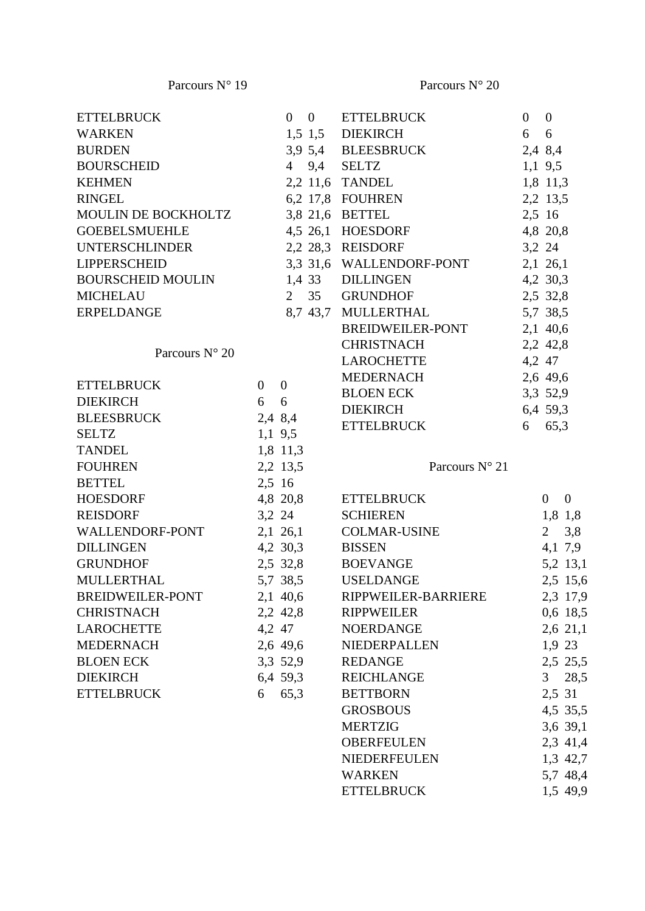## Parcours N° 19

| | | |
|---|---|---|
| ETTELBRUCK | 0 | 0 |
| WARKEN | 1,5 | 1,5 |
| BURDEN | 3,9 | 5,4 |
| BOURSCHEID | 4 | 9,4 |
| KEHMEN | 2,2 | 11,6 |
| RINGEL | 6,2 | 17,8 |
| MOULIN DE BOCKHOLTZ | 3,8 | 21,6 |
| GOEBELSMUEHLE | 4,5 | 26,1 |
| UNTERSCHLINDER | 2,2 | 28,3 |
| LIPPERSCHEID | 3,3 | 31,6 |
| BOURSCHEID MOULIN | 1,4 | 33 |
| MICHELAU | 2 | 35 |
| ERPELDANGE | 8,7 | 43,7 |

## Parcours N° 20

| | | |
|---|---|---|
| ETTELBRUCK | 0 | 0 |
| DIEKIRCH | 6 | 6 |
| BLEESBRUCK | 2,4 | 8,4 |
| SELTZ | 1,1 | 9,5 |
| TANDEL | 1,8 | 11,3 |
| FOUHREN | 2,2 | 13,5 |
| BETTEL | 2,5 | 16 |
| HOESDORF | 4,8 | 20,8 |
| REISDORF | 3,2 | 24 |
| WALLENDORF-PONT | 2,1 | 26,1 |
| DILLINGEN | 4,2 | 30,3 |
| GRUNDHOF | 2,5 | 32,8 |
| MULLERTHAL | 5,7 | 38,5 |
| BREIDWEILER-PONT | 2,1 | 40,6 |
| CHRISTNACH | 2,2 | 42,8 |
| LAROCHETTE | 4,2 | 47 |
| MEDERNACH | 2,6 | 49,6 |
| BLOEN ECK | 3,3 | 52,9 |
| DIEKIRCH | 6,4 | 59,3 |
| ETTELBRUCK | 6 | 65,3 |

## Parcours N° 20

| | | |
|---|---|---|
| ETTELBRUCK | 0 | 0 |
| DIEKIRCH | 6 | 6 |
| BLEESBRUCK | 2,4 | 8,4 |
| SELTZ | 1,1 | 9,5 |
| TANDEL | 1,8 | 11,3 |
| FOUHREN | 2,2 | 13,5 |
| BETTEL | 2,5 | 16 |
| HOESDORF | 4,8 | 20,8 |
| REISDORF | 3,2 | 24 |
| WALLENDORF-PONT | 2,1 | 26,1 |
| DILLINGEN | 4,2 | 30,3 |
| GRUNDHOF | 2,5 | 32,8 |
| MULLERTHAL | 5,7 | 38,5 |
| BREIDWEILER-PONT | 2,1 | 40,6 |
| CHRISTNACH | 2,2 | 42,8 |
| LAROCHETTE | 4,2 | 47 |
| MEDERNACH | 2,6 | 49,6 |
| BLOEN ECK | 3,3 | 52,9 |
| DIEKIRCH | 6,4 | 59,3 |
| ETTELBRUCK | 6 | 65,3 |

## Parcours N° 21

| | | |
|---|---|---|
| ETTELBRUCK | 0 | 0 |
| SCHIEREN | 1,8 | 1,8 |
| COLMAR-USINE | 2 | 3,8 |
| BISSEN | 4,1 | 7,9 |
| BOEVANGE | 5,2 | 13,1 |
| USELDANGE | 2,5 | 15,6 |
| RIPPWEILER-BARRIERE | 2,3 | 17,9 |
| RIPPWEILER | 0,6 | 18,5 |
| NOERDANGE | 2,6 | 21,1 |
| NIEDERPALLEN | 1,9 | 23 |
| REDANGE | 2,5 | 25,5 |
| REICHLANGE | 3 | 28,5 |
| BETTBORN | 2,5 | 31 |
| GROSBOUS | 4,5 | 35,5 |
| MERTZIG | 3,6 | 39,1 |
| OBERFEULEN | 2,3 | 41,4 |
| NIEDERFEULEN | 1,3 | 42,7 |
| WARKEN | 5,7 | 48,4 |
| ETTELBRUCK | 1,5 | 49,9 |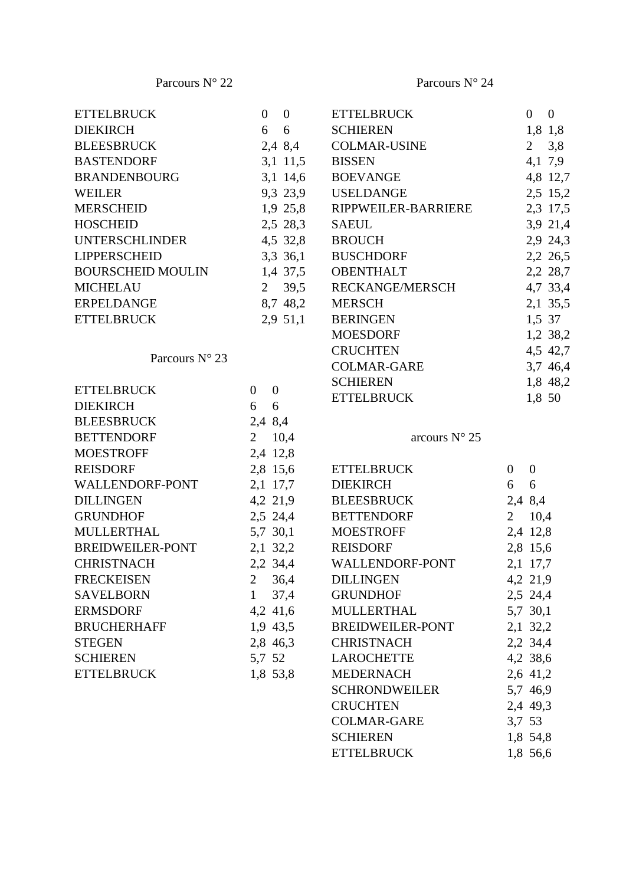## Parcours N° 22

| | | |
|---|---|---|
| ETTELBRUCK | 0 | 0 |
| DIEKIRCH | 6 | 6 |
| BLEESBRUCK | 2,4 | 8,4 |
| BASTENDORF | 3,1 | 11,5 |
| BRANDENBOURG | 3,1 | 14,6 |
| WEILER | 9,3 | 23,9 |
| MERSCHEID | 1,9 | 25,8 |
| HOSCHEID | 2,5 | 28,3 |
| UNTERSCHLINDER | 4,5 | 32,8 |
| LIPPERSCHEID | 3,3 | 36,1 |
| BOURSCHEID MOULIN | 1,4 | 37,5 |
| MICHELAU | 2 | 39,5 |
| ERPELDANGE | 8,7 | 48,2 |
| ETTELBRUCK | 2,9 | 51,1 |

## Parcours N° 23

| | | |
|---|---|---|
| ETTELBRUCK | 0 | 0 |
| DIEKIRCH | 6 | 6 |
| BLEESBRUCK | 2,4 | 8,4 |
| BETTENDORF | 2 | 10,4 |
| MOESTROFF | 2,4 | 12,8 |
| REISDORF | 2,8 | 15,6 |
| WALLENDORF-PONT | 2,1 | 17,7 |
| DILLINGEN | 4,2 | 21,9 |
| GRUNDHOF | 2,5 | 24,4 |
| MULLERTHAL | 5,7 | 30,1 |
| BREIDWEILER-PONT | 2,1 | 32,2 |
| CHRISTNACH | 2,2 | 34,4 |
| FRECKEISEN | 2 | 36,4 |
| SAVELBORN | 1 | 37,4 |
| ERMSDORF | 4,2 | 41,6 |
| BRUCHERHAFF | 1,9 | 43,5 |
| STEGEN | 2,8 | 46,3 |
| SCHIEREN | 5,7 | 52 |
| ETTELBRUCK | 1,8 | 53,8 |

## Parcours N° 24

| | | |
|---|---|---|
| ETTELBRUCK | 0 | 0 |
| SCHIEREN | 1,8 | 1,8 |
| COLMAR-USINE | 2 | 3,8 |
| BISSEN | 4,1 | 7,9 |
| BOEVANGE | 4,8 | 12,7 |
| USELDANGE | 2,5 | 15,2 |
| RIPPWEILER-BARRIERE | 2,3 | 17,5 |
| SAEUL | 3,9 | 21,4 |
| BROUCH | 2,9 | 24,3 |
| BUSCHDORF | 2,2 | 26,5 |
| OBENTHALT | 2,2 | 28,7 |
| RECKANGE/MERSCH | 4,7 | 33,4 |
| MERSCH | 2,1 | 35,5 |
| BERINGEN | 1,5 | 37 |
| MOESDORF | 1,2 | 38,2 |
| CRUCHTEN | 4,5 | 42,7 |
| COLMAR-GARE | 3,7 | 46,4 |
| SCHIEREN | 1,8 | 48,2 |
| ETTELBRUCK | 1,8 | 50 |

## arcours N° 25

| | | |
|---|---|---|
| ETTELBRUCK | 0 | 0 |
| DIEKIRCH | 6 | 6 |
| BLEESBRUCK | 2,4 | 8,4 |
| BETTENDORF | 2 | 10,4 |
| MOESTROFF | 2,4 | 12,8 |
| REISDORF | 2,8 | 15,6 |
| WALLENDORF-PONT | 2,1 | 17,7 |
| DILLINGEN | 4,2 | 21,9 |
| GRUNDHOF | 2,5 | 24,4 |
| MULLERTHAL | 5,7 | 30,1 |
| BREIDWEILER-PONT | 2,1 | 32,2 |
| CHRISTNACH | 2,2 | 34,4 |
| LAROCHETTE | 4,2 | 38,6 |
| MEDERNACH | 2,6 | 41,2 |
| SCHRONDWEILER | 5,7 | 46,9 |
| CRUCHTEN | 2,4 | 49,3 |
| COLMAR-GARE | 3,7 | 53 |
| SCHIEREN | 1,8 | 54,8 |
| ETTELBRUCK | 1,8 | 56,6 |